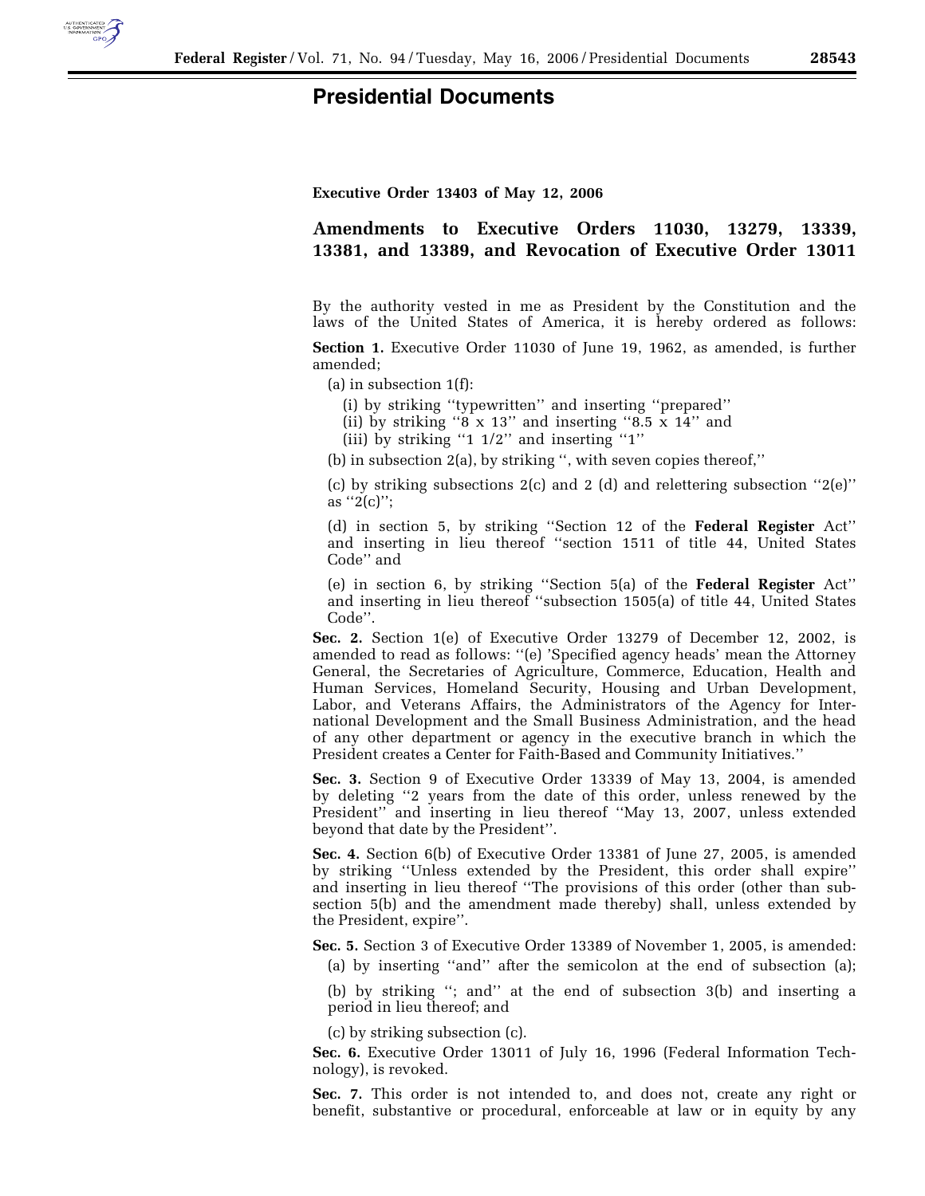# Presidential Documents

**Executive Order 13403 of May 12, 2006**

## Amendments to Executive Orders 11030, 13279, 13339, 13381, and 13389, and Revocation of Executive Order 13011

By the authority vested in me as President by the Constitution and the laws of the United States of America, it is hereby ordered as follows:

**Section 1.** Executive Order 11030 of June 19, 1962, as amended, is further amended;

(a) in subsection 1(f):

(i) by striking ''typewritten'' and inserting ''prepared''
(ii) by striking ''8 x 13'' and inserting ''8.5 x 14'' and
(iii) by striking ''1 1/2'' and inserting ''1''

(b) in subsection 2(a), by striking '', with seven copies thereof,''

(c) by striking subsections 2(c) and 2 (d) and relettering subsection ''2(e)'' as ''2(c)'';

(d) in section 5, by striking ''Section 12 of the **Federal Register** Act'' and inserting in lieu thereof ''section 1511 of title 44, United States Code'' and

(e) in section 6, by striking ''Section 5(a) of the **Federal Register** Act'' and inserting in lieu thereof ''subsection 1505(a) of title 44, United States Code''.

**Sec. 2.** Section 1(e) of Executive Order 13279 of December 12, 2002, is amended to read as follows: ''(e) 'Specified agency heads' mean the Attorney General, the Secretaries of Agriculture, Commerce, Education, Health and Human Services, Homeland Security, Housing and Urban Development, Labor, and Veterans Affairs, the Administrators of the Agency for International Development and the Small Business Administration, and the head of any other department or agency in the executive branch in which the President creates a Center for Faith-Based and Community Initiatives.''

**Sec. 3.** Section 9 of Executive Order 13339 of May 13, 2004, is amended by deleting ''2 years from the date of this order, unless renewed by the President'' and inserting in lieu thereof ''May 13, 2007, unless extended beyond that date by the President''.

**Sec. 4.** Section 6(b) of Executive Order 13381 of June 27, 2005, is amended by striking ''Unless extended by the President, this order shall expire'' and inserting in lieu thereof ''The provisions of this order (other than subsection 5(b) and the amendment made thereby) shall, unless extended by the President, expire''.

**Sec. 5.** Section 3 of Executive Order 13389 of November 1, 2005, is amended:

(a) by inserting ''and'' after the semicolon at the end of subsection (a);

(b) by striking ''; and'' at the end of subsection 3(b) and inserting a period in lieu thereof; and

(c) by striking subsection (c).

**Sec. 6.** Executive Order 13011 of July 16, 1996 (Federal Information Technology), is revoked.

**Sec. 7.** This order is not intended to, and does not, create any right or benefit, substantive or procedural, enforceable at law or in equity by any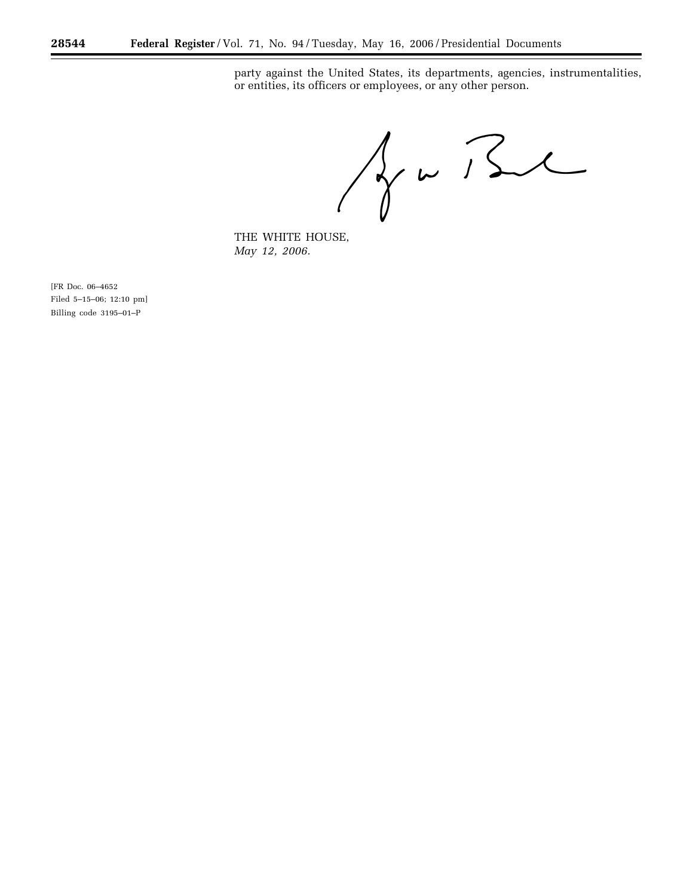party against the United States, its departments, agencies, instrumentalities, or entities, its officers or employees, or any other person.

THE WHITE HOUSE,
*May 12, 2006.*

[FR Doc. 06–4652
Filed 5–15–06; 12:10 pm]
Billing code 3195–01–P